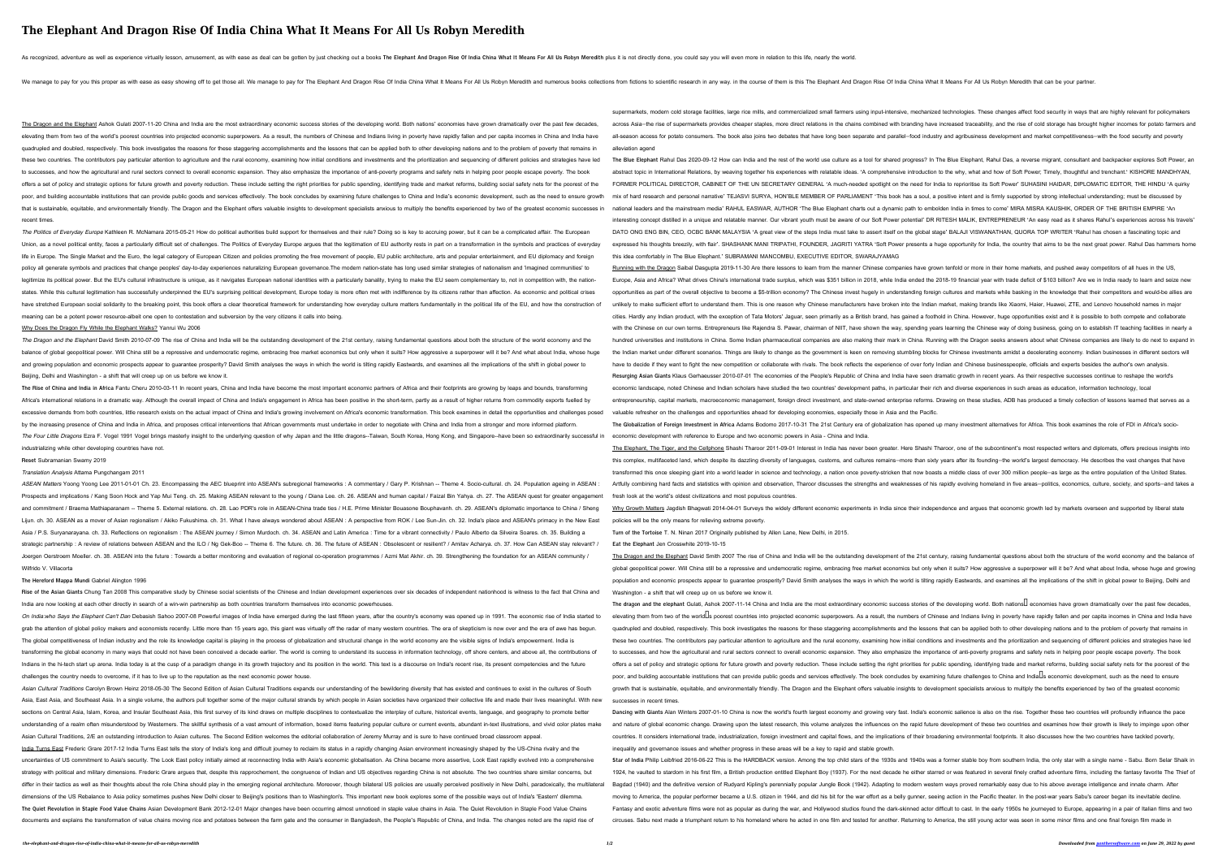# The Elephant And Dragon Rise Of India China What It Means For All Us Robyn Meredith

As recognized, adventure as well as experience virtually lesson, amusement, as with ease as deal can be gotten by just checking out a books **The Elephant And Dragon Rise Of India China What It Means For All Us Robyn Meredith** plus it is not directly done, you could say you will even more in relation to this life, nearly the world.

We manage to pay for you this proper as with ease as easy showing off to get those all. We manage to pay for The Elephant And Dragon Rise Of India China What It Means For All Us Robyn Meredith and numerous books collections from fictions to scientific research in any way. in the course of them is this The Elephant And Dragon Rise Of India China What It Means For All Us Robyn Meredith that can be your partner.

The Dragon and the Elephant Ashok Gulati 2007-11-20 China and India are the most extraordinary economic success stories of the developing world. Both nations' economies have grown dramatically over the past few decades, elevating them from two of the world's poorest countries into projected economic superpowers. As a result, the numbers of Chinese and Indians living in poverty have rapidly fallen and per capita incomes in China and India have quadrupled and doubled, respectively. This book investigates the reasons for these staggering accomplishments and the lessons that can be applied both to other developing nations and to the problem of poverty that remains in these two countries. The contributors pay particular attention to agriculture and the rural economy, examining how initial conditions and investments and the prioritization and sequencing of different policies and strategies have led to successes, and how the agricultural and rural sectors connect to overall economic expansion. They also emphasize the importance of anti-poverty programs and safety nets in helping poor people escape poverty. The book offers a set of policy and strategic options for future growth and poverty reduction. These include setting the right priorities for public spending, identifying trade and market reforms, building social safety nets for the poorest of the poor, and building accountable institutions that can provide public goods and services effectively. The book concludes by examining future challenges to China and India's economic development, such as the need to ensure growth that is sustainable, equitable, and environmentally friendly. The Dragon and the Elephant offers valuable insights to development specialists anxious to multiply the benefits experienced by two of the greatest economic successes in recent times.

The Politics of Everyday Europe Kathleen R. McNamara 2015-05-21 How do political authorities build support for themselves and their rule? Doing so is key to accruing power, but it can be a complicated affair. The European Union, as a novel political entity, faces a particularly difficult set of challenges. The Politics of Everyday Europe argues that the legitimation of EU authority rests in part on a transformation in the symbols and practices of everyday life in Europe. The Single Market and the Euro, the legal category of European Citizen and policies promoting the free movement of people, EU public architecture, arts and popular entertainment, and EU diplomacy and foreign policy all generate symbols and practices that change peoples' day-to-day experiences naturalizing European governance.The modern nation-state has long used similar strategies of nationalism and 'imagined communities' to legitimize its political power. But the EU's cultural infrastructure is unique, as it navigates European national identities with a particularly banality, trying to make the EU seem complementary to, not in competition with, the nation-states. While this cultural legitimation has successfully underpinned the EU's surprising political development, Europe today is more often met with indifference by its citizens rather than affection. As economic and political crises have stretched European social solidarity to the breaking point, this book offers a clear theoretical framework for understanding how everyday culture matters fundamentally in the political life of the EU, and how the construction of meaning can be a potent power resource-albeit one open to contestation and subversion by the very citizens it calls into being.

Why Does the Dragon Fly While the Elephant Walks? Yanrui Wu 2006

The Dragon and the Elephant David Smith 2010-07-09 The rise of China and India will be the outstanding development of the 21st century, raising fundamental questions about both the structure of the world economy and the balance of global geopolitical power. Will China still be a repressive and undemocratic regime, embracing free market economics but only when it suits? How aggressive a superpower will it be? And what about India, whose huge and growing population and economic prospects appear to guarantee prosperity? David Smith analyses the ways in which the world is tilting rapidly Eastwards, and examines all the implications of the shift in global power to Beijing, Delhi and Washington - a shift that will creep up on us before we know it.

**The Rise of China and India in Africa** Fantu Cheru 2010-03-11 In recent years, China and India have become the most important economic partners of Africa and their footprints are growing by leaps and bounds, transforming Africa's international relations in a dramatic way. Although the overall impact of China and India's engagement in Africa has been positive in the short-term, partly as a result of higher returns from commodity exports fuelled by excessive demands from both countries, little research exists on the actual impact of China and India's growing involvement on Africa's economic transformation. This book examines in detail the opportunities and challenges posed by the increasing presence of China and India in Africa, and proposes critical interventions that African governments must undertake in order to negotiate with China and India from a stronger and more informed platform.

The Four Little Dragons Ezra F. Vogel 1991 Vogel brings masterly insight to the underlying question of why Japan and the little dragons--Taiwan, South Korea, Hong Kong, and Singapore--have been so extraordinarily successful in industrializing while other developing countries have not.

**Reset** Subramanian Swamy 2019

Translation Analysis Attama Pungchangam 2011

ASEAN Matters Yoong Yoong Lee 2011-01-01 Ch. 23. Encompassing the AEC blueprint into ASEAN's subregional frameworks : A commentary / Gary P. Krishnan -- Theme 4. Socio-cultural. ch. 24. Population ageing in ASEAN : Prospects and implications / Kang Soon Hock and Yap Mui Teng. ch. 25. Making ASEAN relevant to the young / Diana Lee. ch. 26. ASEAN and human capital / Faizal Bin Yahya. ch. 27. The ASEAN quest for greater engagement and commitment / Braema Mathiaparanam -- Theme 5. External relations. ch. 28. Lao PDR's role in ASEAN-China trade ties / H.E. Prime Minister Bouasone Bouphavanh. ch. 29. ASEAN's diplomatic importance to China / Sheng Lijun. ch. 30. ASEAN as a mover of Asian regionalism / Akiko Fukushima. ch. 31. What I have always wondered about ASEAN : A perspective from ROK / Lee Sun-Jin. ch. 32. India's place and ASEAN's primacy in the New East Asia / P.S. Suryanarayana. ch. 33. Reflections on regionalism : The ASEAN journey / Simon Murdoch. ch. 34. ASEAN and Latin America : Time for a vibrant connectivity / Paulo Alberto da Silveira Soares. ch. 35. Building a strategic partnership : A review of relations between ASEAN and the ILO / Ng Gek-Boo -- Theme 6. The future. ch. 36. The future of ASEAN : Obsolescent or resilient? / Amitav Acharya. ch. 37. How Can ASEAN stay relevant? / Joergen Oerstroem Moeller. ch. 38. ASEAN into the future : Towards a better monitoring and evaluation of regional co-operation programmes / Azmi Mat Akhir. ch. 39. Strengthening the foundation for an ASEAN community / Wilfrido V. Villacorta

**The Hereford Mappa Mundi** Gabriel Alington 1996

**Rise of the Asian Giants** Chung Tan 2008 This comparative study by Chinese social scientists of the Chinese and Indian development experiences over six decades of independent nationhood is witness to the fact that China and India are now looking at each other directly in search of a win-win partnership as both countries transform themselves into economic powerhouses.

On India:who Says the Elephant Can't Dan Debasish Sahoo 2007-08 Powerful images of India have emerged during the last fifteen years, after the country's economy was opened up in 1991. The economic rise of India started to grab the attention of global policy makers and economists recently. Little more than 15 years ago, this giant was virtually off the radar of many western countries. The era of skepticism is now over and the era of awe has begun. The global competitiveness of Indian industry and the role its knowledge capital is playing in the process of globalization and structural change in the world economy are the visible signs of India's empowerment. India is transforming the global economy in many ways that could not have been conceived a decade earlier. The world is coming to understand its success in information technology, off shore centers, and above all, the contributions of Indians in the hi-tech start up arena. India today is at the cusp of a paradigm change in its growth trajectory and its position in the world. This text is a discourse on India's recent rise, its present competencies and the future challenges the country needs to overcome, if it has to live up to the reputation as the next economic power house.

Asian Cultural Traditions Carolyn Brown Heinz 2018-05-30 The Second Edition of Asian Cultural Traditions expands our understanding of the bewildering diversity that has existed and continues to exist in the cultures of South Asia, East Asia, and Southeast Asia. In a single volume, the authors pull together some of the major cultural strands by which people in Asian societies have organized their collective life and made their lives meaningful. With new sections on Central Asia, Islam, Korea, and Insular Southeast Asia, this first survey of its kind draws on multiple disciplines to contextualize the interplay of culture, historical events, language, and geography to promote better understanding of a realm often misunderstood by Westerners. The skillful synthesis of a vast amount of information, boxed items featuring popular culture or current events, abundant in-text illustrations, and vivid color plates make Asian Cultural Traditions, 2/E an outstanding introduction to Asian cultures. The Second Edition welcomes the editorial collaboration of Jeremy Murray and is sure to have continued broad classroom appeal.

India Turns East Frederic Grare 2017-12 India Turns East tells the story of India's long and difficult journey to reclaim its status in a rapidly changing Asian environment increasingly shaped by the US-China rivalry and the uncertainties of US commitment to Asia's security. The Look East policy initially aimed at reconnecting India with Asia's economic globalisation. As China became more assertive, Look East rapidly evolved into a comprehensive strategy with political and military dimensions. Frederic Grare argues that, despite this rapprochement, the congruence of Indian and US objectives regarding China is not absolute. The two countries share similar concerns, but differ in their tactics as well as their thoughts about the role China should play in the emerging regional architecture. Moreover, though bilateral US policies are usually perceived positively in New Delhi, paradoxically, the multilateral dimensions of the US Rebalance to Asia policy sometimes pushes New Delhi closer to Beijing's positions than to Washington's. This important new book explores some of the possible ways out of India's 'Eastern' dilemma.

**The Quiet Revolution in Staple Food Value Chains** Asian Development Bank 2012-12-01 Major changes have been occurring almost unnoticed in staple value chains in Asia. The Quiet Revolution in Staple Food Value Chains documents and explains the transformation of value chains moving rice and potatoes between the farm gate and the consumer in Bangladesh, the People's Republic of China, and India. The changes noted are the rapid rise of supermarkets, modern cold storage facilities, large rice mills, and commercialized small farmers using input-intensive, mechanized technologies. These changes affect food security in ways that are highly relevant for policymakers across Asia--the rise of supermarkets provides cheaper staples, more direct relations in the chains combined with branding have increased traceability, and the rise of cold storage has brought higher incomes for potato farmers and all-season access for potato consumers. The book also joins two debates that have long been separate and parallel--food industry and agribusiness development and market competitiveness--with the food security and poverty alleviation agend

**The Blue Elephant** Rahul Das 2020-09-12 How can India and the rest of the world use culture as a tool for shared progress? In The Blue Elephant, Rahul Das, a reverse migrant, consultant and backpacker explores Soft Power, an abstract topic in International Relations, by weaving together his experiences with relatable ideas. 'A comprehensive introduction to the why, what and how of Soft Power, Timely, thoughtful and trenchant.' KISHORE MANDHYAN, FORMER POLITICAL DIRECTOR, CABINET OF THE UN SECRETARY GENERAL 'A much-needed spotlight on the need for India to reprioritise its Soft Power' SUHASINI HAIDAR, DIPLOMATIC EDITOR, THE HINDU 'A quirky mix of hard research and personal narrative' TEJASVI SURYA, HON'BLE MEMBER OF PARLIAMENT 'This book has a soul, a positive intent and is firmly supported by strong intellectual understanding; must be discussed by national leaders and the mainstream media' RAHUL EASWAR, AUTHOR 'The Blue Elephant charts out a dynamic path to embolden India in times to come' MIRA MISRA KAUSHIK, ORDER OF THE BRITISH EMPIRE 'An interesting concept distilled in a unique and relatable manner. Our vibrant youth must be aware of our Soft Power potential' DR RITESH MALIK, ENTREPRENEUR 'An easy read as it shares Rahul's experiences across his travels' DATO ONG ENG BIN, CEO, OCBC BANK MALAYSIA 'A great view of the steps India must take to assert itself on the global stage' BALAJI VISWANATHAN, QUORA TOP WRITER 'Rahul has chosen a fascinating topic and expressed his thoughts breezily, with flair'. SHASHANK MANI TRIPATHI, FOUNDER, JAGRITI YATRA 'Soft Power presents a huge opportunity for India, the country that aims to be the next great power. Rahul Das hammers home this idea comfortably in The Blue Elephant.' SUBRAMANI MANCOMBU, EXECUTIVE EDITOR, SWARAJYAMAG

Running with the Dragon Saibal Dasgupta 2019-11-30 Are there lessons to learn from the manner Chinese companies have grown tenfold or more in their home markets, and pushed away competitors of all hues in the US, Europe, Asia and Africa? What drives China's international trade surplus, which was $351 billion in 2018, while India ended the 2018-19 financial year with trade deficit of $103 billion? Are we in India ready to learn and seize new opportunities as part of the overall objective to become a $5-trillion economy? The Chinese invest hugely in understanding foreign cultures and markets while basking in the knowledge that their competitors and would-be allies are unlikely to make sufficient effort to understand them. This is one reason why Chinese manufacturers have broken into the Indian market, making brands like Xiaomi, Haier, Huawei, ZTE, and Lenovo household names in major cities. Hardly any Indian product, with the exception of Tata Motors' Jaguar, seen primarily as a British brand, has gained a foothold in China. However, huge opportunities exist and it is possible to both compete and collaborate with the Chinese on our own terms. Entrepreneurs like Rajendra S. Pawar, chairman of NIIT, have shown the way, spending years learning the Chinese way of doing business, going on to establish IT teaching facilities in nearly a hundred universities and institutions in China. Some Indian pharmaceutical companies are also making their mark in China. Running with the Dragon seeks answers about what Chinese companies are likely to do next to expand in the Indian market under different scenarios. Things are likely to change as the government is keen on removing stumbling blocks for Chinese investments amidst a decelerating economy. Indian businesses in different sectors will have to decide if they want to fight the new competition or collaborate with rivals. The book reflects the experience of over forty Indian and Chinese businesspeople, officials and experts besides the author's own analysis.

**Resurging Asian Giants** Klaus Gerhaeusser 2010-07-01 The economies of the People's Republic of China and India have seen dramatic growth in recent years. As their respective successes continue to reshape the world's economic landscape, noted Chinese and Indian scholars have studied the two countries' development paths, in particular their rich and diverse experiences in such areas as education, information technology, local entrepreneurship, capital markets, macroeconomic management, foreign direct investment, and state-owned enterprise reforms. Drawing on these studies, ADB has produced a timely collection of lessons learned that serves as a valuable refresher on the challenges and opportunities ahead for developing economies, especially those in Asia and the Pacific.

**The Globalization of Foreign Investment in Africa** Adams Bodomo 2017-10-31 The 21st Century era of globalization has opened up many investment alternatives for Africa. This book examines the role of FDI in Africa's socio-economic development with reference to Europe and two economic powers in Asia - China and India.

The Elephant, The Tiger, and the Cellphone Shashi Tharoor 2011-09-01 Interest in India has never been greater. Here Shashi Tharoor, one of the subcontinent's most respected writers and diplomats, offers precious insights into this complex, multifaceted land, which despite its dazzling diversity of languages, customs, and cultures remains--more than sixty years after its founding--the world's largest democracy. He describes the vast changes that have transformed this once sleeping giant into a world leader in science and technology, a nation once poverty-stricken that now boasts a middle class of over 300 million people--as large as the entire population of the United States. Artfully combining hard facts and statistics with opinion and observation, Tharoor discusses the strengths and weaknesses of his rapidly evolving homeland in five areas--politics, economics, culture, society, and sports--and takes a fresh look at the world's oldest civilizations and most populous countries.

Why Growth Matters Jagdish Bhagwati 2014-04-01 Surveys the widely different economic experiments in India since their independence and argues that economic growth led by markets overseen and supported by liberal state policies will be the only means for relieving extreme poverty.

**Turn of the Tortoise** T. N. Ninan 2017 Originally published by Allen Lane, New Delhi, in 2015.

**Eat the Elephant** Jen Crosswhite 2019-10-15

The Dragon and the Elephant David Smith 2007 The rise of China and India will be the outstanding development of the 21st century, raising fundamental questions about both the structure of the world economy and the balance of global geopolitical power. Will China still be a repressive and undemocratic regime, embracing free market economics but only when it suits? How aggressive a superpower will it be? And what about India, whose huge and growing population and economic prospects appear to guarantee prosperity? David Smith analyses the ways in which the world is tilting rapidly Eastwards, and examines all the implications of the shift in global power to Beijing, Delhi and Washington - a shift that will creep up on us before we know it.

**The dragon and the elephant** Gulati, Ashok 2007-11-14 China and India are the most extraordinary economic success stories of the developing world. Both nations□ economies have grown dramatically over the past few decades, elevating them from two of the world□s poorest countries into projected economic superpowers. As a result, the numbers of Chinese and Indians living in poverty have rapidly fallen and per capita incomes in China and India have quadrupled and doubled, respectively. This book investigates the reasons for these staggering accomplishments and the lessons that can be applied both to other developing nations and to the problem of poverty that remains in these two countries. The contributors pay particular attention to agriculture and the rural economy, examining how initial conditions and investments and the prioritization and sequencing of different policies and strategies have led to successes, and how the agricultural and rural sectors connect to overall economic expansion. They also emphasize the importance of anti-poverty programs and safety nets in helping poor people escape poverty. The book offers a set of policy and strategic options for future growth and poverty reduction. These include setting the right priorities for public spending, identifying trade and market reforms, building social safety nets for the poorest of the poor, and building accountable institutions that can provide public goods and services effectively. The book concludes by examining future challenges to China and India□s economic development, such as the need to ensure growth that is sustainable, equitable, and environmentally friendly. The Dragon and the Elephant offers valuable insights to development specialists anxious to multiply the benefits experienced by two of the greatest economic successes in recent times.

**Dancing with Giants** Alan Winters 2007-01-10 China is now the world's fourth largest economy and growing very fast. India's economic salience is also on the rise. Together these two countries will profoundly influence the pace and nature of global economic change. Drawing upon the latest research, this volume analyzes the influences on the rapid future development of these two countries and examines how their growth is likely to impinge upon other countries. It considers international trade, industrialization, foreign investment and capital flows, and the implications of their broadening environmental footprints. It also discusses how the two countries have tackled poverty, inequality and governance issues and whether progress in these areas will be a key to rapid and stable growth.

**Star of India** Philip Leibfried 2016-06-22 This is the HARDBACK version. Among the top child stars of the 1930s and 1940s was a former stable boy from southern India, the only star with a single name - Sabu. Born Selar Shaik in 1924, he vaulted to stardom in his first film, a British production entitled Elephant Boy (1937). For the next decade he either starred or was featured in several finely crafted adventure films, including the fantasy favorite The Thief of Bagdad (1940) and the definitive version of Rudyard Kipling's perennially popular Jungle Book (1942). Adapting to modern western ways proved remarkably easy due to his above average intelligence and innate charm. After moving to America, the popular performer became a U.S. citizen in 1944, and did his bit for the war effort as a belly gunner, seeing action in the Pacific theater. In the post-war years Sabu's career began its inevitable decline. Fantasy and exotic adventure films were not as popular as during the war, and Hollywood studios found the dark-skinned actor difficult to cast. In the early 1950s he journeyed to Europe, appearing in a pair of Italian films and two circuses. Sabu next made a triumphant return to his homeland where he acted in one film and tested for another. Returning to America, the still young actor was seen in some minor films and one final foreign film made in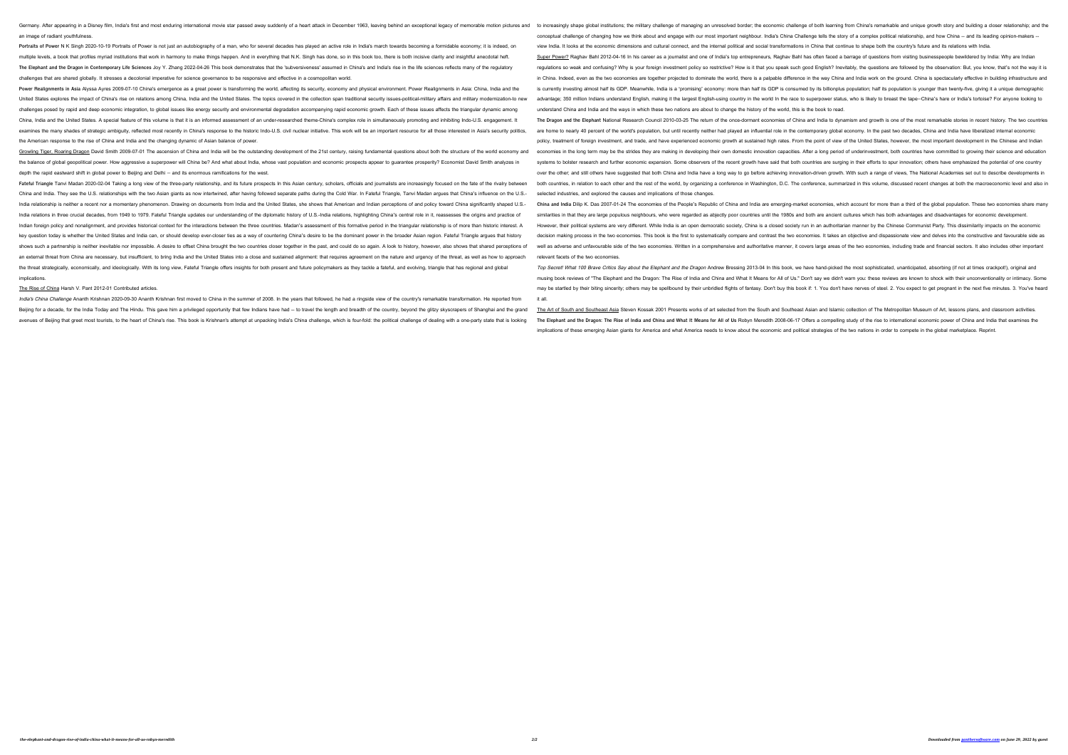Germany. After appearing in a Disney film, India's first and most enduring international movie star passed away suddenly of a heart attack in December 1963, leaving behind an exceptional legacy of memorable motion pictures and an image of radiant youthfulness.

**Portraits of Power** N K Singh 2020-10-19 Portraits of Power is not just an autobiography of a man, who for several decades has played an active role in India's march towards becoming a formidable economy; it is indeed, on multiple levels, a book that profiles myriad institutions that work in harmony to make things happen. And in everything that N.K. Singh has done, so in this book too, there is both incisive clarity and insightful anecdotal heft.

**The Elephant and the Dragon in Contemporary Life Sciences** Joy Y. Zhang 2022-04-26 This book demonstrates that the 'subversiveness' assumed in China's and India's rise in the life sciences reflects many of the regulatory challenges that are shared globally. It stresses a decolonial imperative for science governance to be responsive and effective in a cosmopolitan world.

**Power Realignments in Asia** Alyssa Ayres 2009-07-10 China's emergence as a great power is transforming the world, affecting its security, economy and physical environment. Power Realignments in Asia: China, India and the United States explores the impact of China's rise on relations among China, India and the United States. The topics covered in the collection span traditional security issues-political-military affairs and military modernization-to new challenges posed by rapid and deep economic integration, to global issues like energy security and environmental degradation accompanying rapid economic growth. Each of these issues affects the triangular dynamic among China, India and the United States. A special feature of this volume is that it is an informed assessment of an under-researched theme-China's complex role in simultaneously promoting and inhibiting Indo-U.S. engagement. It examines the many shades of strategic ambiguity, reflected most recently in China's response to the historic Indo-U.S. civil nuclear initiative. This work will be an important resource for all those interested in Asia's security politics, the American response to the rise of China and India and the changing dynamic of Asian balance of power.

Growling Tiger, Roaring Dragon David Smith 2009-07-01 The ascension of China and India will be the outstanding development of the 21st century, raising fundamental questions about both the structure of the world economy and the balance of global geopolitical power. How aggressive a superpower will China be? And what about India, whose vast population and economic prospects appear to guarantee prosperity? Economist David Smith analyzes in depth the rapid eastward shift in global power to Beijing and Delhi -- and its enormous ramifications for the west.

**Fateful Triangle** Tanvi Madan 2020-02-04 Taking a long view of the three-party relationship, and its future prospects In this Asian century, scholars, officials and journalists are increasingly focused on the fate of the rivalry between China and India. They see the U.S. relationships with the two Asian giants as now intertwined, after having followed separate paths during the Cold War. In Fateful Triangle, Tanvi Madan argues that China's influence on the U.S.-India relationship is neither a recent nor a momentary phenomenon. Drawing on documents from India and the United States, she shows that American and Indian perceptions of and policy toward China significantly shaped U.S.-India relations in three crucial decades, from 1949 to 1979. Fateful Triangle updates our understanding of the diplomatic history of U.S.-India relations, highlighting China's central role in it, reassesses the origins and practice of Indian foreign policy and nonalignment, and provides historical context for the interactions between the three countries. Madan's assessment of this formative period in the triangular relationship is of more than historic interest. A key question today is whether the United States and India can, or should develop ever-closer ties as a way of countering China's desire to be the dominant power in the broader Asian region. Fateful Triangle argues that history shows such a partnership is neither inevitable nor impossible. A desire to offset China brought the two countries closer together in the past, and could do so again. A look to history, however, also shows that shared perceptions of an external threat from China are necessary, but insufficient, to bring India and the United States into a close and sustained alignment: that requires agreement on the nature and urgency of the threat, as well as how to approach the threat strategically, economically, and ideologically. With its long view, Fateful Triangle offers insights for both present and future policymakers as they tackle a fateful, and evolving, triangle that has regional and global implications.

The Rise of China Harsh V. Pant 2012-01 Contributed articles.

*India's China Challenge* Ananth Krishnan 2020-09-30 Ananth Krishnan first moved to China in the summer of 2008. In the years that followed, he had a ringside view of the country's remarkable transformation. He reported from Beijing for a decade, for the India Today and The Hindu. This gave him a privileged opportunity that few Indians have had -- to travel the length and breadth of the country, beyond the glitzy skyscrapers of Shanghai and the grand avenues of Beijing that greet most tourists, to the heart of China's rise. This book is Krishnan's attempt at unpacking India's China challenge, which is four-fold: the political challenge of dealing with a one-party state that is looking to increasingly shape global institutions; the military challenge of managing an unresolved border; the economic challenge of both learning from China's remarkable and unique growth story and building a closer relationship; and the conceptual challenge of changing how we think about and engage with our most important neighbour. India's China Challenge tells the story of a complex political relationship, and how China -- and its leading opinion-makers -- view India. It looks at the economic dimensions and cultural connect, and the internal political and social transformations in China that continue to shape both the country's future and its relations with India.

Super Power? Raghav Bahl 2012-04-16 In his career as a journalist and one of India's top entrepreneurs, Raghav Bahl has often faced a barrage of questions from visiting businesspeople bewildered by India: Why are Indian regulations so weak and confusing? Why is your foreign investment policy so restrictive? How is it that you speak such good English? Inevitably, the questions are followed by the observation: But, you know, that's not the way it is in China. Indeed, even as the two economies are together projected to dominate the world, there is a palpable difference in the way China and India work on the ground. China is spectacularly effective in building infrastructure and is currently investing almost half its GDP. Meanwhile, India is a 'promising' economy: more than half its GDP is consumed by its billionplus population; half its population is younger than twenty-five, giving it a unique demographic advantage; 350 million Indians understand English, making it the largest English-using country in the world In the race to superpower status, who is likely to breast the tape--China's hare or India's tortoise? For anyone looking to understand China and India and the ways in which these two nations are about to change the history of the world, this is the book to read.

**The Dragon and the Elephant** National Research Council 2010-03-25 The return of the once-dormant economies of China and India to dynamism and growth is one of the most remarkable stories in recent history. The two countries are home to nearly 40 percent of the world's population, but until recently neither had played an influential role in the contemporary global economy. In the past two decades, China and India have liberalized internal economic policy, treatment of foreign investment, and trade, and have experienced economic growth at sustained high rates. From the point of view of the United States, however, the most important development in the Chinese and Indian economies in the long term may be the strides they are making in developing their own domestic innovation capacities. After a long period of underinvestment, both countries have committed to growing their science and education systems to bolster research and further economic expansion. Some observers of the recent growth have said that both countries are surging in their efforts to spur innovation; others have emphasized the potential of one country over the other; and still others have suggested that both China and India have a long way to go before achieving innovation-driven growth. With such a range of views, The National Academies set out to describe developments in both countries, in relation to each other and the rest of the world, by organizing a conference in Washington, D.C. The conference, summarized in this volume, discussed recent changes at both the macroeconomic level and also in selected industries, and explored the causes and implications of those changes.

**China and India** Dilip K. Das 2007-01-24 The economies of the People's Republic of China and India are emerging-market economies, which account for more than a third of the global population. These two economies share many similarities in that they are large populous neighbours, who were regarded as abjectly poor countries until the 1980s and both are ancient cultures which has both advantages and disadvantages for economic development. However, their political systems are very different. While India is an open democratic society, China is a closed society run in an authoritarian manner by the Chinese Communist Party. This dissimilarity impacts on the economic decision making process in the two economies. This book is the first to systematically compare and contrast the two economies. It takes an objective and dispassionate view and delves into the constructive and favourable side as well as adverse and unfavourable side of the two economies. Written in a comprehensive and authoritative manner, it covers large areas of the two economies, including trade and financial sectors. It also includes other important relevant facets of the two economies.

*Top Secret! What 100 Brave Critics Say about the Elephant and the Dragon* Andrew Bressing 2013-04 In this book, we have hand-picked the most sophisticated, unanticipated, absorbing (if not at times crackpot!), original and musing book reviews of "The Elephant and the Dragon: The Rise of India and China and What It Means for All of Us." Don't say we didn't warn you: these reviews are known to shock with their unconventionality or intimacy. Some may be startled by their biting sincerity; others may be spellbound by their unbridled flights of fantasy. Don't buy this book if: 1. You don't have nerves of steel. 2. You expect to get pregnant in the next five minutes. 3. You've heard it all.

The Art of South and Southeast Asia Steven Kossak 2001 Presents works of art selected from the South and Southeast Asian and Islamic collection of The Metropolitan Museum of Art, lessons plans, and classroom activities.

**The Elephant and the Dragon: The Rise of India and China and What It Means for All of Us** Robyn Meredith 2008-06-17 Offers a compelling study of the rise to international economic power of China and India that examines the implications of these emerging Asian giants for America and what America needs to know about the economic and political strategies of the two nations in order to compete in the global marketplace. Reprint.